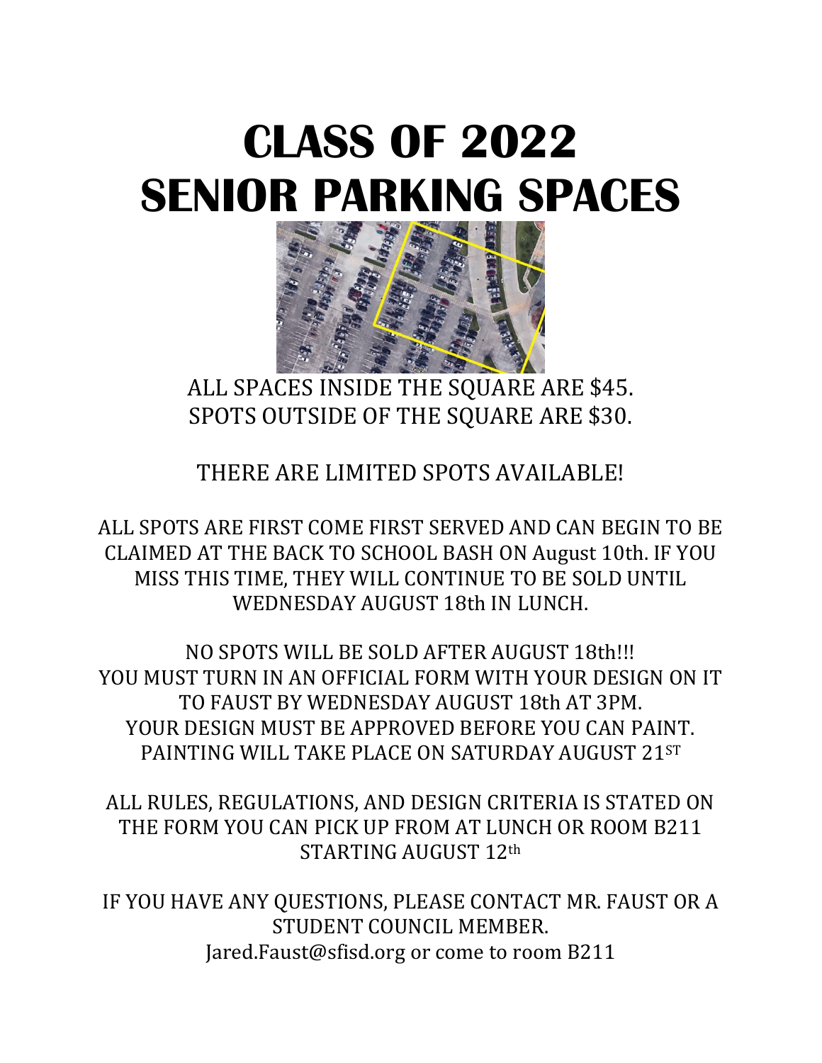# CLASS OF 2022
# SENIOR PARKING SPACES

ALL SPACES INSIDE THE SQUARE ARE $45.
SPOTS OUTSIDE OF THE SQUARE ARE $30.

THERE ARE LIMITED SPOTS AVAILABLE!

ALL SPOTS ARE FIRST COME FIRST SERVED AND CAN BEGIN TO BE CLAIMED AT THE BACK TO SCHOOL BASH ON August 10th. IF YOU MISS THIS TIME, THEY WILL CONTINUE TO BE SOLD UNTIL WEDNESDAY AUGUST 18th IN LUNCH.

NO SPOTS WILL BE SOLD AFTER AUGUST 18th!!!
YOU MUST TURN IN AN OFFICIAL FORM WITH YOUR DESIGN ON IT TO FAUST BY WEDNESDAY AUGUST 18th AT 3PM.
YOUR DESIGN MUST BE APPROVED BEFORE YOU CAN PAINT.
PAINTING WILL TAKE PLACE ON SATURDAY AUGUST 21ST

ALL RULES, REGULATIONS, AND DESIGN CRITERIA IS STATED ON THE FORM YOU CAN PICK UP FROM AT LUNCH OR ROOM B211 STARTING AUGUST 12th

IF YOU HAVE ANY QUESTIONS, PLEASE CONTACT MR. FAUST OR A STUDENT COUNCIL MEMBER.
Jared.Faust@sfisd.org or come to room B211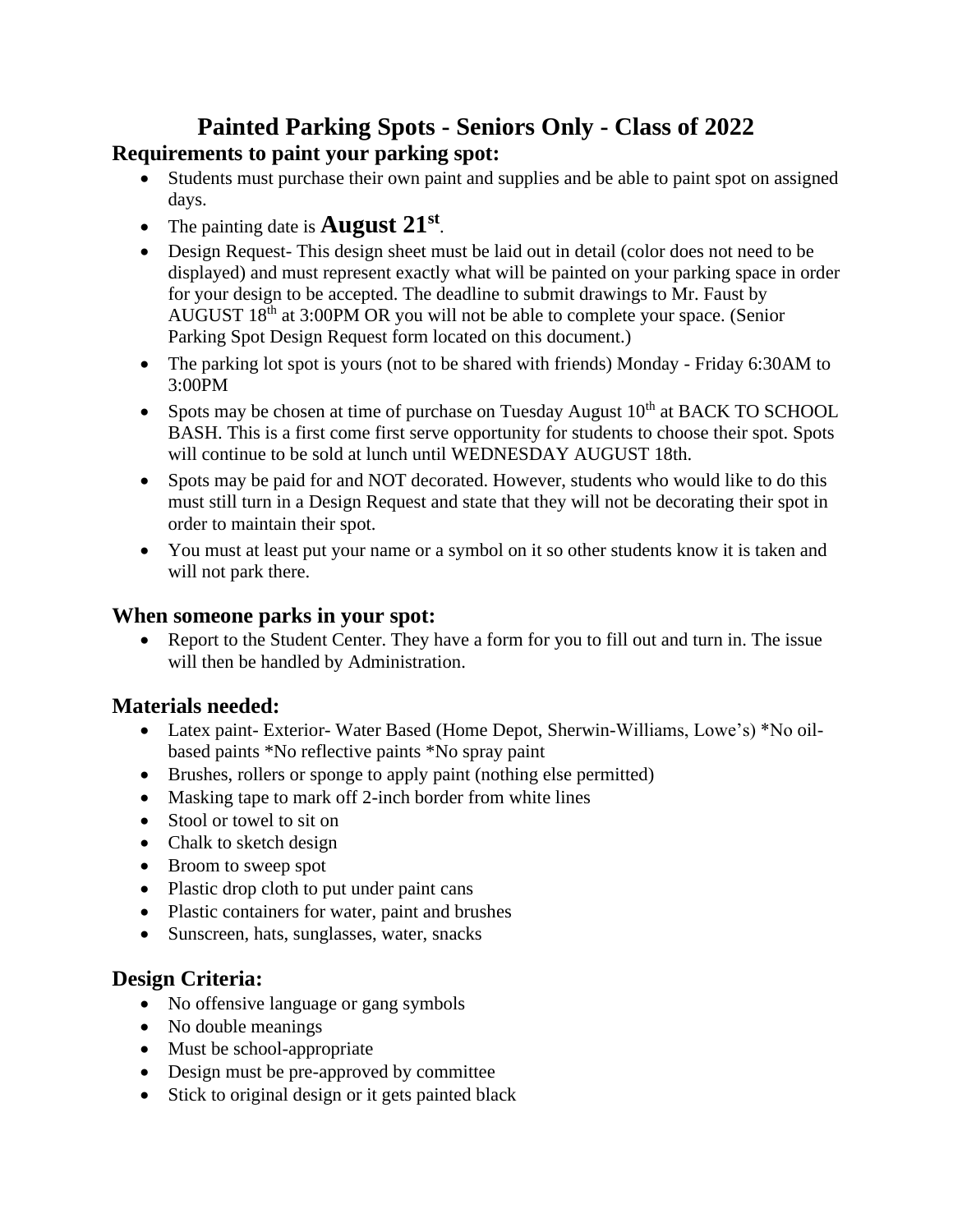# Painted Parking Spots - Seniors Only - Class of 2022

## Requirements to paint your parking spot:

- Students must purchase their own paint and supplies and be able to paint spot on assigned days.
- The painting date is **August 21st**.
- Design Request- This design sheet must be laid out in detail (color does not need to be displayed) and must represent exactly what will be painted on your parking space in order for your design to be accepted. The deadline to submit drawings to Mr. Faust by AUGUST 18th at 3:00PM OR you will not be able to complete your space. (Senior Parking Spot Design Request form located on this document.)
- The parking lot spot is yours (not to be shared with friends) Monday - Friday 6:30AM to 3:00PM
- Spots may be chosen at time of purchase on Tuesday August 10th at BACK TO SCHOOL BASH. This is a first come first serve opportunity for students to choose their spot. Spots will continue to be sold at lunch until WEDNESDAY AUGUST 18th.
- Spots may be paid for and NOT decorated. However, students who would like to do this must still turn in a Design Request and state that they will not be decorating their spot in order to maintain their spot.
- You must at least put your name or a symbol on it so other students know it is taken and will not park there.

## When someone parks in your spot:

- Report to the Student Center. They have a form for you to fill out and turn in. The issue will then be handled by Administration.

## Materials needed:

- Latex paint- Exterior- Water Based (Home Depot, Sherwin-Williams, Lowe's) *No oil-based paints *No reflective paints *No spray paint
- Brushes, rollers or sponge to apply paint (nothing else permitted)
- Masking tape to mark off 2-inch border from white lines
- Stool or towel to sit on
- Chalk to sketch design
- Broom to sweep spot
- Plastic drop cloth to put under paint cans
- Plastic containers for water, paint and brushes
- Sunscreen, hats, sunglasses, water, snacks

## Design Criteria:

- No offensive language or gang symbols
- No double meanings
- Must be school-appropriate
- Design must be pre-approved by committee
- Stick to original design or it gets painted black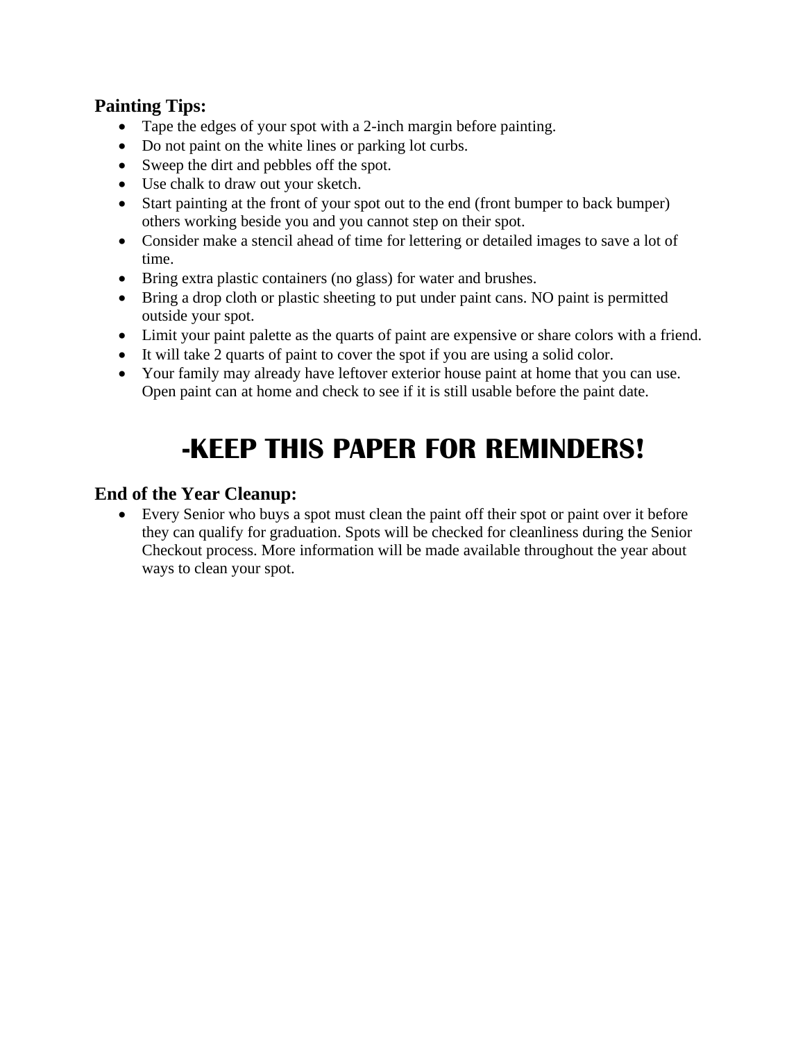## Painting Tips:

- Tape the edges of your spot with a 2-inch margin before painting.
- Do not paint on the white lines or parking lot curbs.
- Sweep the dirt and pebbles off the spot.
- Use chalk to draw out your sketch.
- Start painting at the front of your spot out to the end (front bumper to back bumper) others working beside you and you cannot step on their spot.
- Consider make a stencil ahead of time for lettering or detailed images to save a lot of time.
- Bring extra plastic containers (no glass) for water and brushes.
- Bring a drop cloth or plastic sheeting to put under paint cans. NO paint is permitted outside your spot.
- Limit your paint palette as the quarts of paint are expensive or share colors with a friend.
- It will take 2 quarts of paint to cover the spot if you are using a solid color.
- Your family may already have leftover exterior house paint at home that you can use. Open paint can at home and check to see if it is still usable before the paint date.

# -KEEP THIS PAPER FOR REMINDERS!

## End of the Year Cleanup:

- Every Senior who buys a spot must clean the paint off their spot or paint over it before they can qualify for graduation. Spots will be checked for cleanliness during the Senior Checkout process. More information will be made available throughout the year about ways to clean your spot.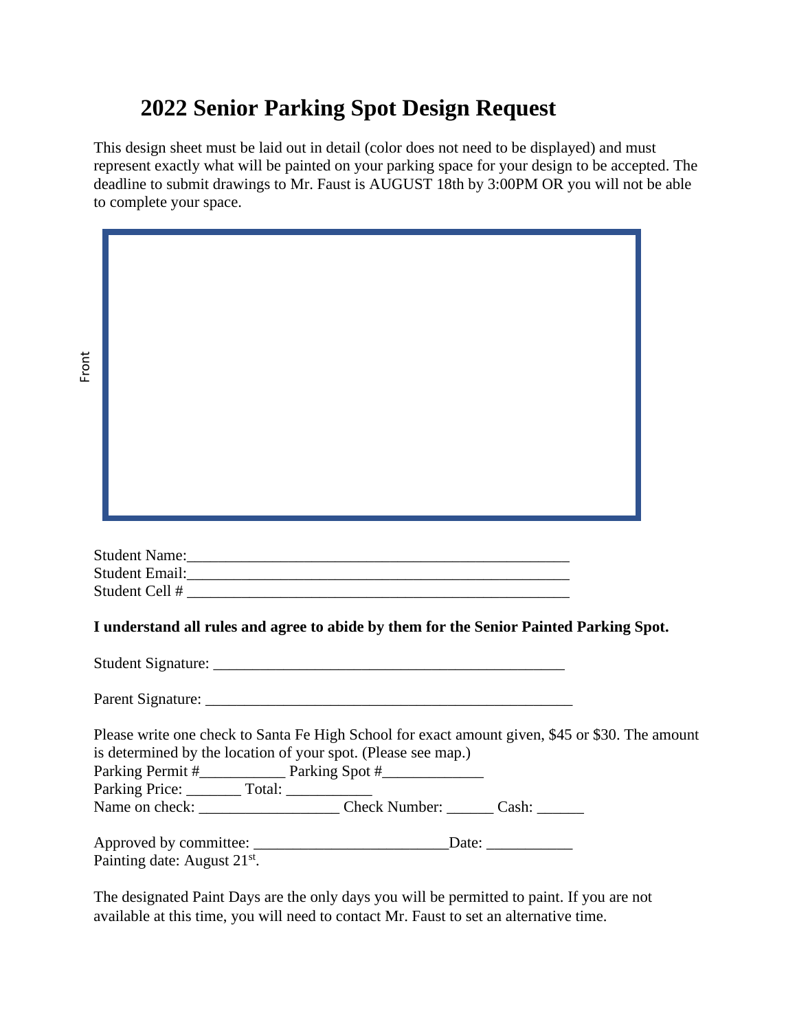# 2022 Senior Parking Spot Design Request

This design sheet must be laid out in detail (color does not need to be displayed) and must represent exactly what will be painted on your parking space for your design to be accepted. The deadline to submit drawings to Mr. Faust is AUGUST 18th by 3:00PM OR you will not be able to complete your space.

Front

Student Name:_______________________________________________

Student Email:_______________________________________________

Student Cell # _______________________________________________

**I understand all rules and agree to abide by them for the Senior Painted Parking Spot.**

Student Signature: ___________________________________________

Parent Signature: ____________________________________________

Please write one check to Santa Fe High School for exact amount given, $45 or $30. The amount is determined by the location of your spot. (Please see map.)

Parking Permit #___________ Parking Spot #_____________

Parking Price: _______ Total: ___________

Name on check: _________________ Check Number: ______ Cash: ______

Approved by committee: ________________________Date: ___________

Painting date: August 21st.

The designated Paint Days are the only days you will be permitted to paint. If you are not available at this time, you will need to contact Mr. Faust to set an alternative time.